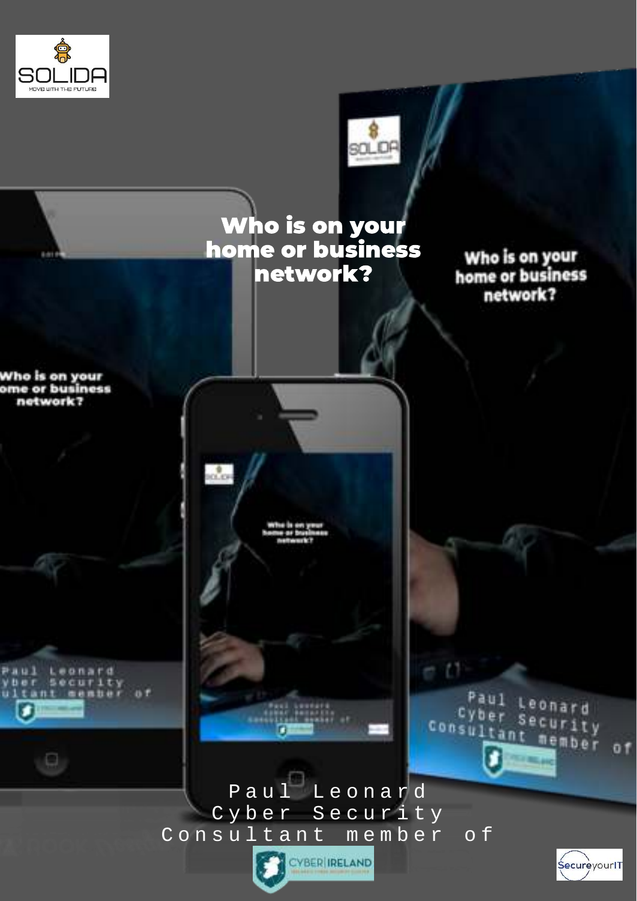# Who is on your home or business network?

Paul Leonard
Cyber Security
Consultant member of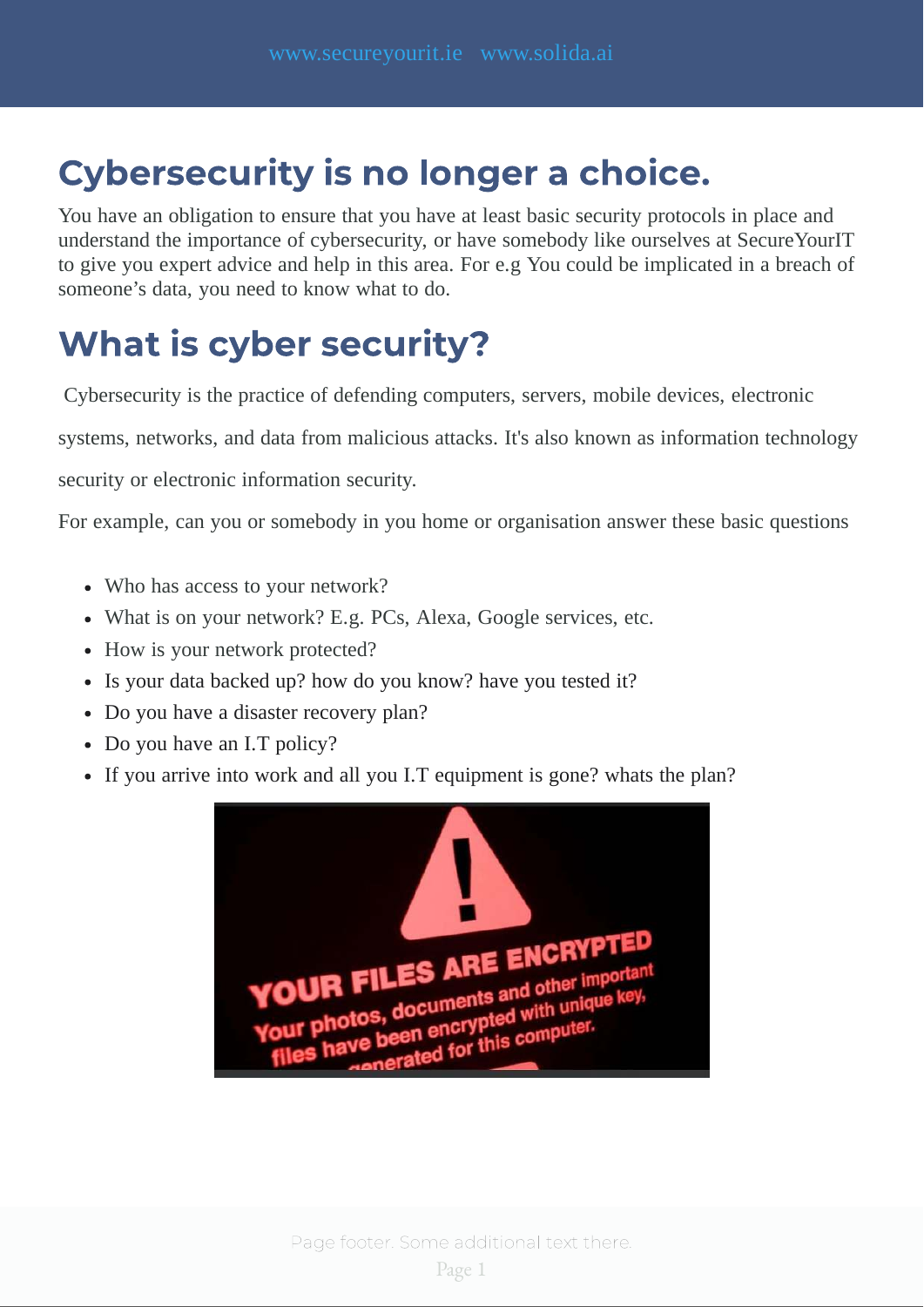# Cybersecurity is no longer a choice.

You have an obligation to ensure that you have at least basic security protocols in place and understand the importance of cybersecurity, or have somebody like ourselves at SecureYourIT to give you expert advice and help in this area. For e.g You could be implicated in a breach of someone's data, you need to know what to do.

# What is cyber security?

Cybersecurity is the practice of defending computers, servers, mobile devices, electronic systems, networks, and data from malicious attacks. It's also known as information technology security or electronic information security.

For example, can you or somebody in you home or organisation answer these basic questions

- Who has access to your network?
- What is on your network? E.g. PCs, Alexa, Google services, etc.
- How is your network protected?
- Is your data backed up? how do you know? have you tested it?
- Do you have a disaster recovery plan?
- Do you have an I.T policy?
- If you arrive into work and all you I.T equipment is gone? whats the plan?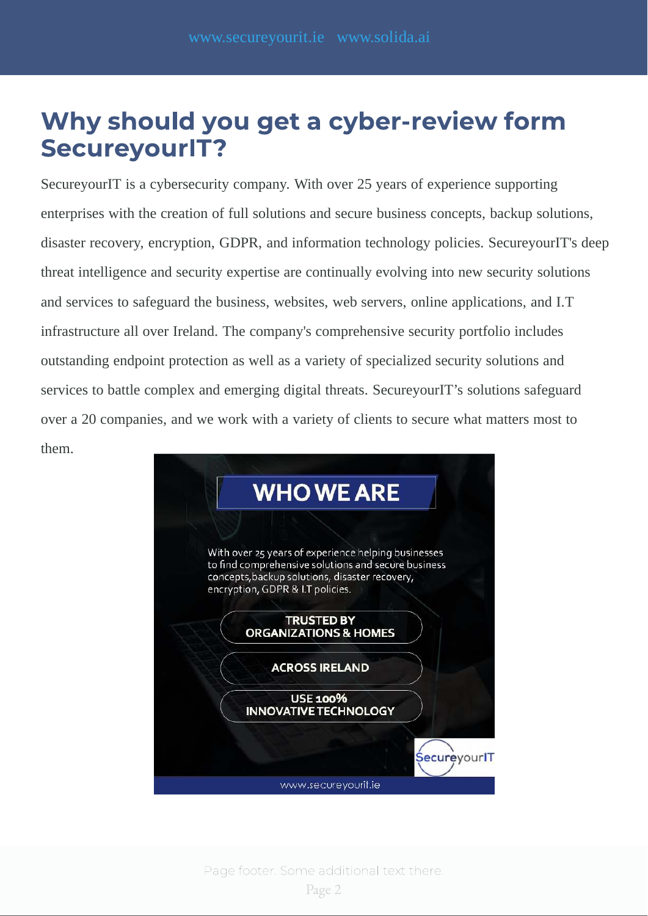# Why should you get a cyber-review form SecureyourIT?

SecureyourIT is a cybersecurity company. With over 25 years of experience supporting enterprises with the creation of full solutions and secure business concepts, backup solutions, disaster recovery, encryption, GDPR, and information technology policies. SecureyourIT's deep threat intelligence and security expertise are continually evolving into new security solutions and services to safeguard the business, websites, web servers, online applications, and I.T infrastructure all over Ireland. The company's comprehensive security portfolio includes outstanding endpoint protection as well as a variety of specialized security solutions and services to battle complex and emerging digital threats. SecureyourIT's solutions safeguard over a 20 companies, and we work with a variety of clients to secure what matters most to them.

**WHO WE ARE**

With over 25 years of experience helping businesses to find comprehensive solutions and secure business concepts,backup solutions, disaster recovery, encryption, GDPR & I.T policies.

**TRUSTED BY ORGANIZATIONS & HOMES**

**ACROSS IRELAND**

**USE 100% INNOVATIVE TECHNOLOGY**

SecureyourIT

www.secureyourit.ie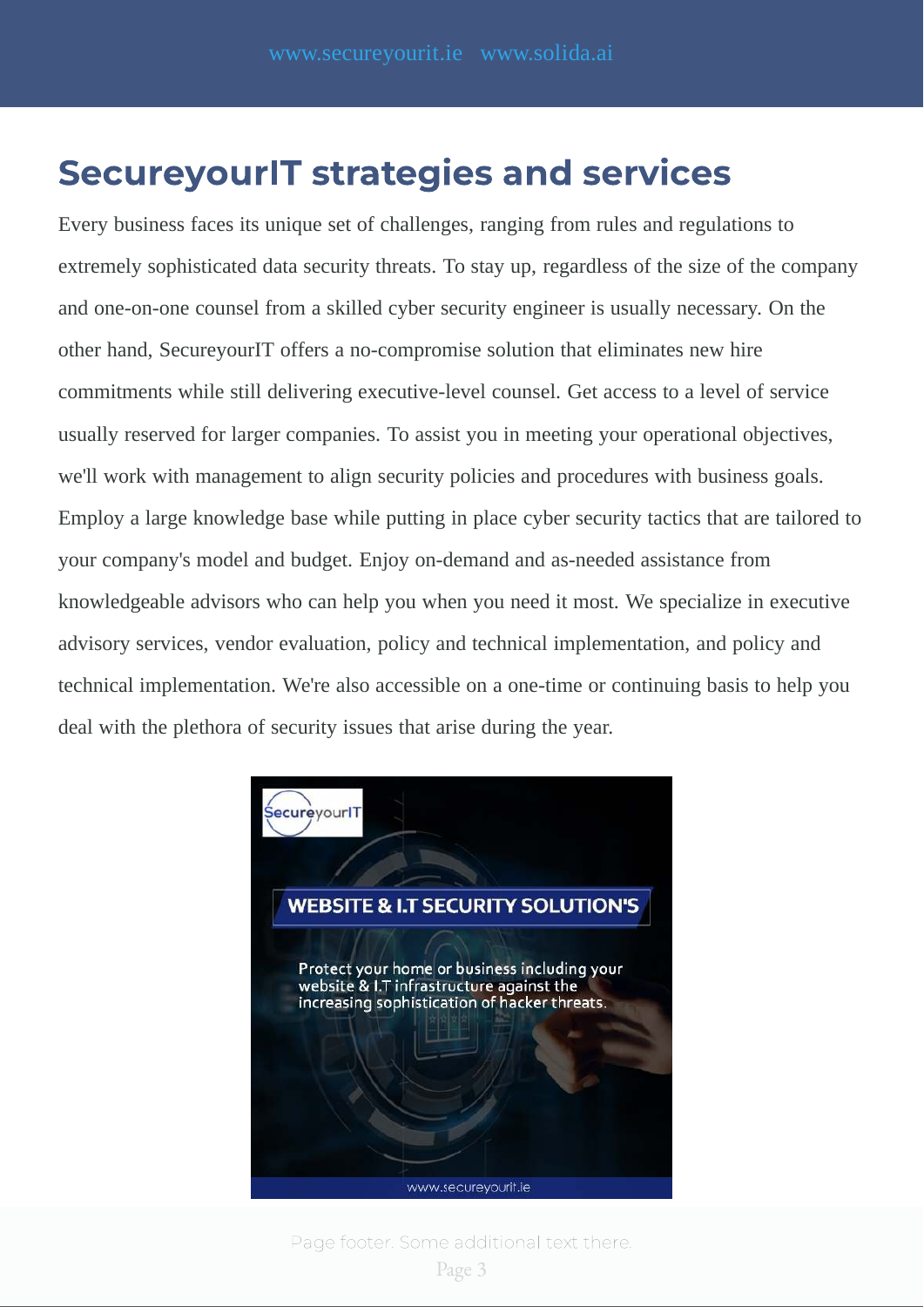## SecureyourIT strategies and services

Every business faces its unique set of challenges, ranging from rules and regulations to extremely sophisticated data security threats. To stay up, regardless of the size of the company and one-on-one counsel from a skilled cyber security engineer is usually necessary. On the other hand, SecureyourIT offers a no-compromise solution that eliminates new hire commitments while still delivering executive-level counsel. Get access to a level of service usually reserved for larger companies. To assist you in meeting your operational objectives, we'll work with management to align security policies and procedures with business goals. Employ a large knowledge base while putting in place cyber security tactics that are tailored to your company's model and budget. Enjoy on-demand and as-needed assistance from knowledgeable advisors who can help you when you need it most. We specialize in executive advisory services, vendor evaluation, policy and technical implementation, and policy and technical implementation. We're also accessible on a one-time or continuing basis to help you deal with the plethora of security issues that arise during the year.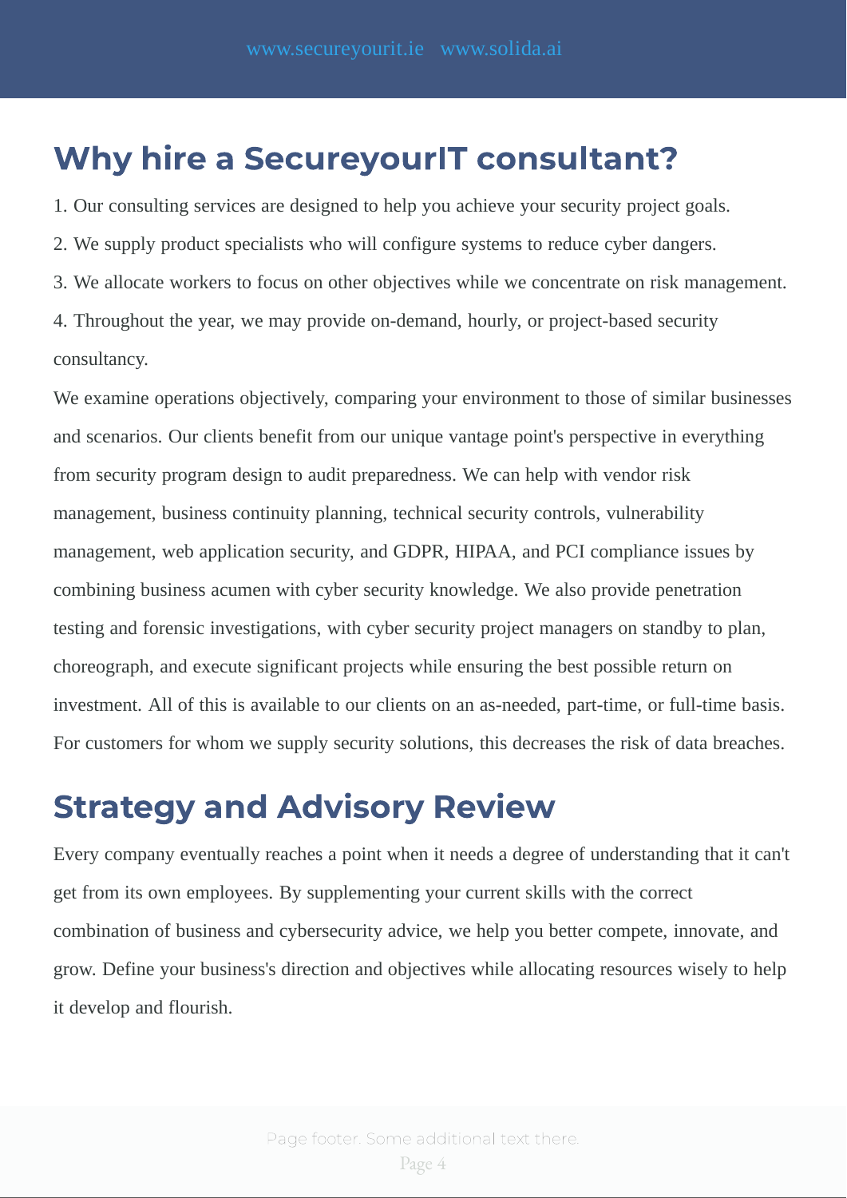## Why hire a SecureyourIT consultant?

1. Our consulting services are designed to help you achieve your security project goals.
2. We supply product specialists who will configure systems to reduce cyber dangers.
3. We allocate workers to focus on other objectives while we concentrate on risk management.
4. Throughout the year, we may provide on-demand, hourly, or project-based security consultancy.

We examine operations objectively, comparing your environment to those of similar businesses and scenarios. Our clients benefit from our unique vantage point's perspective in everything from security program design to audit preparedness. We can help with vendor risk management, business continuity planning, technical security controls, vulnerability management, web application security, and GDPR, HIPAA, and PCI compliance issues by combining business acumen with cyber security knowledge. We also provide penetration testing and forensic investigations, with cyber security project managers on standby to plan, choreograph, and execute significant projects while ensuring the best possible return on investment. All of this is available to our clients on an as-needed, part-time, or full-time basis. For customers for whom we supply security solutions, this decreases the risk of data breaches.

## Strategy and Advisory Review

Every company eventually reaches a point when it needs a degree of understanding that it can't get from its own employees. By supplementing your current skills with the correct combination of business and cybersecurity advice, we help you better compete, innovate, and grow. Define your business's direction and objectives while allocating resources wisely to help it develop and flourish.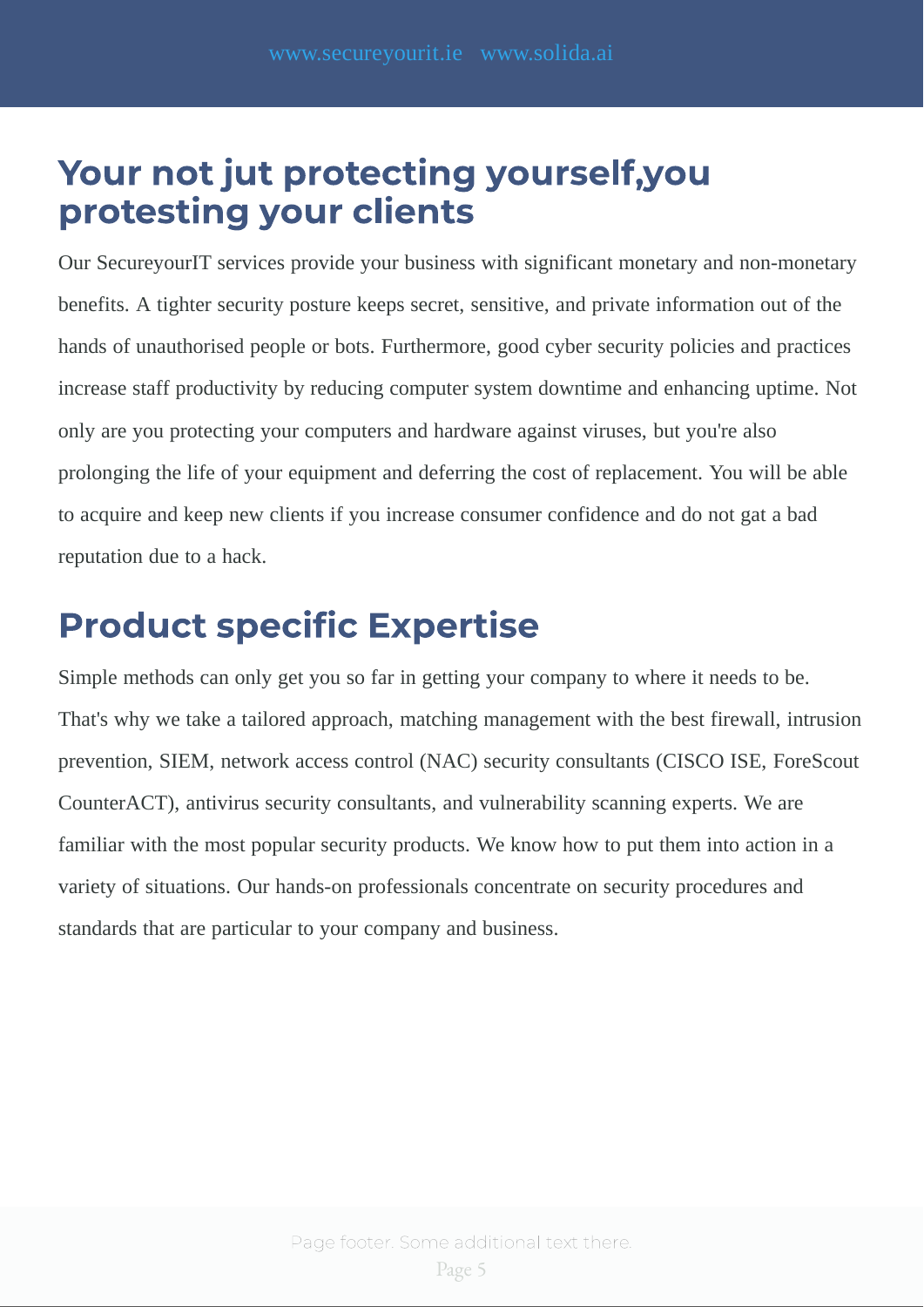## Your not jut protecting yourself,you protesting your clients

Our SecureyourIT services provide your business with significant monetary and non-monetary benefits. A tighter security posture keeps secret, sensitive, and private information out of the hands of unauthorised people or bots. Furthermore, good cyber security policies and practices increase staff productivity by reducing computer system downtime and enhancing uptime. Not only are you protecting your computers and hardware against viruses, but you're also prolonging the life of your equipment and deferring the cost of replacement. You will be able to acquire and keep new clients if you increase consumer confidence and do not gat a bad reputation due to a hack.

## Product specific Expertise

Simple methods can only get you so far in getting your company to where it needs to be. That's why we take a tailored approach, matching management with the best firewall, intrusion prevention, SIEM, network access control (NAC) security consultants (CISCO ISE, ForeScout CounterACT), antivirus security consultants, and vulnerability scanning experts. We are familiar with the most popular security products. We know how to put them into action in a variety of situations. Our hands-on professionals concentrate on security procedures and standards that are particular to your company and business.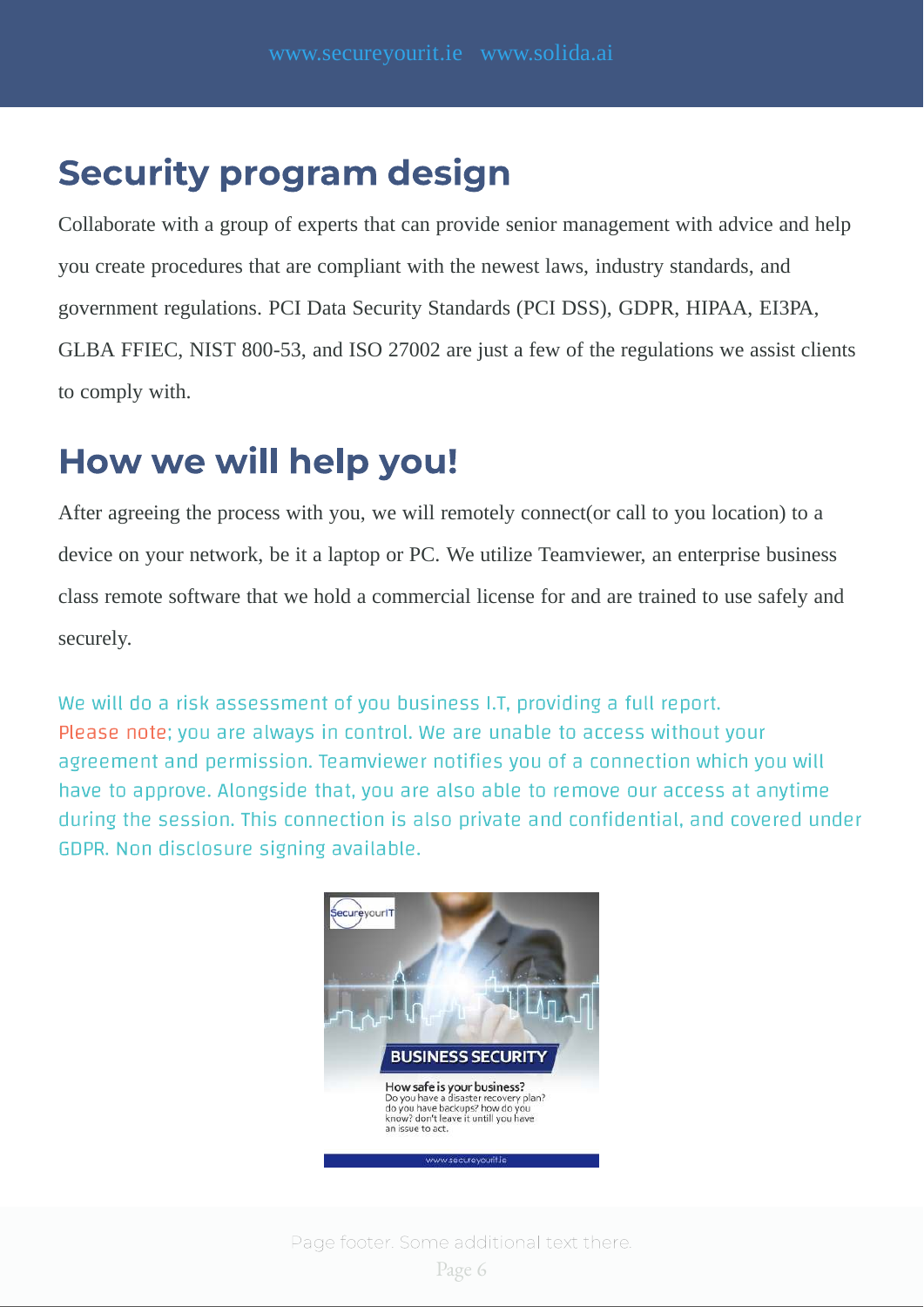## Security program design

Collaborate with a group of experts that can provide senior management with advice and help you create procedures that are compliant with the newest laws, industry standards, and government regulations. PCI Data Security Standards (PCI DSS), GDPR, HIPAA, EI3PA, GLBA FFIEC, NIST 800-53, and ISO 27002 are just a few of the regulations we assist clients to comply with.

## How we will help you!

After agreeing the process with you, we will remotely connect(or call to you location) to a device on your network, be it a laptop or PC. We utilize Teamviewer, an enterprise business class remote software that we hold a commercial license for and are trained to use safely and securely.

We will do a risk assessment of you business I.T, providing a full report.
Please note; you are always in control. We are unable to access without your agreement and permission. Teamviewer notifies you of a connection which you will have to approve. Alongside that, you are also able to remove our access at anytime during the session. This connection is also private and confidential, and covered under GDPR. Non disclosure signing available.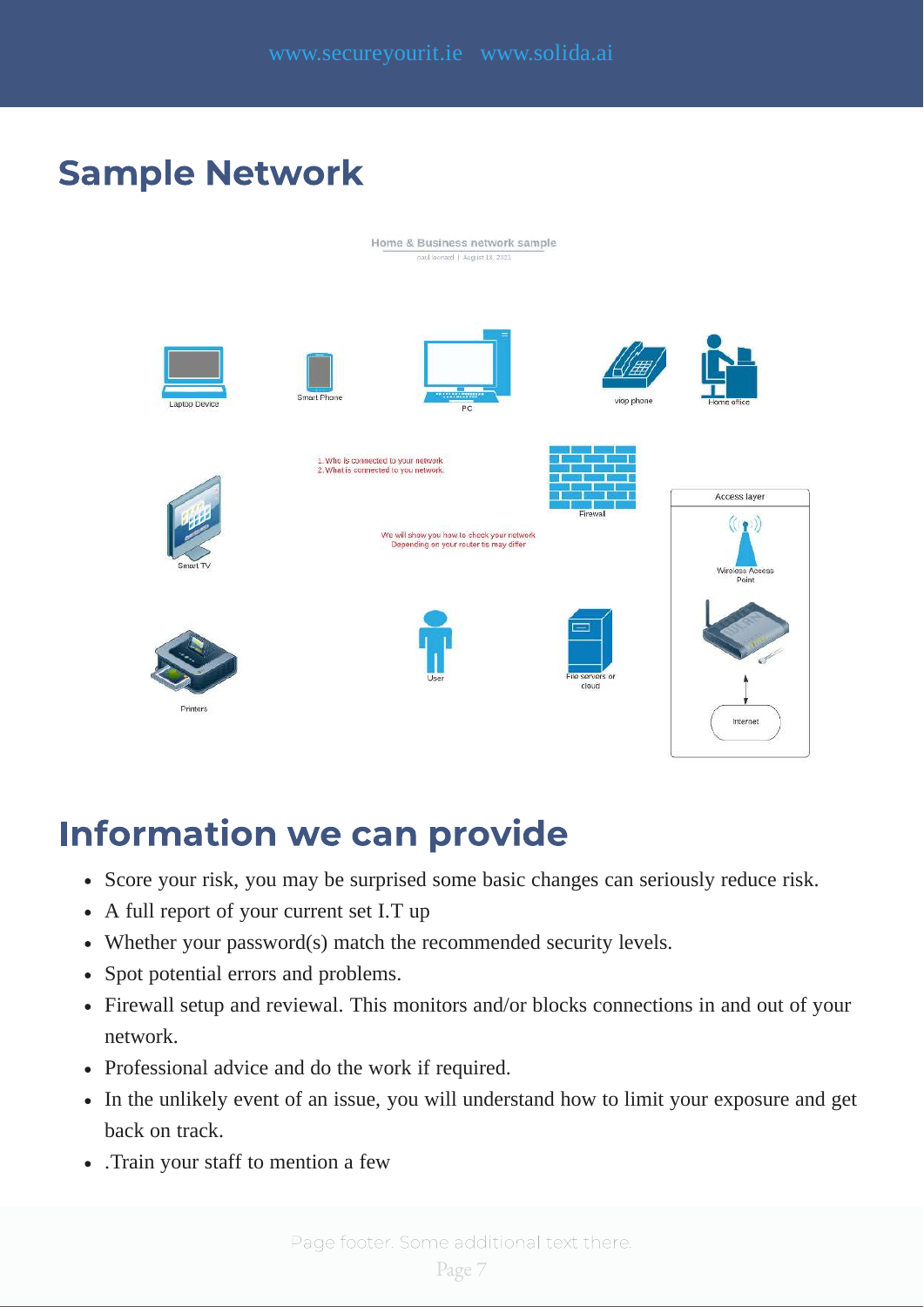## Sample Network

Home & Business network sample

paul leonard | August 18, 2021

Laptop Device

Smart Phone

PC

viop phone

Home office

1. Who is connected to your network
2. What is connected to you network.

Firewall

Access layer

Smart TV

We will show you how to check your network
Depending on your router tis may differ

Wireless Access Point

Printers

User

File servers or cloud

Internet

## Information we can provide

- Score your risk, you may be surprised some basic changes can seriously reduce risk.
- A full report of your current set I.T up
- Whether your password(s) match the recommended security levels.
- Spot potential errors and problems.
- Firewall setup and reviewal. This monitors and/or blocks connections in and out of your network.
- Professional advice and do the work if required.
- In the unlikely event of an issue, you will understand how to limit your exposure and get back on track.
- .Train your staff to mention a few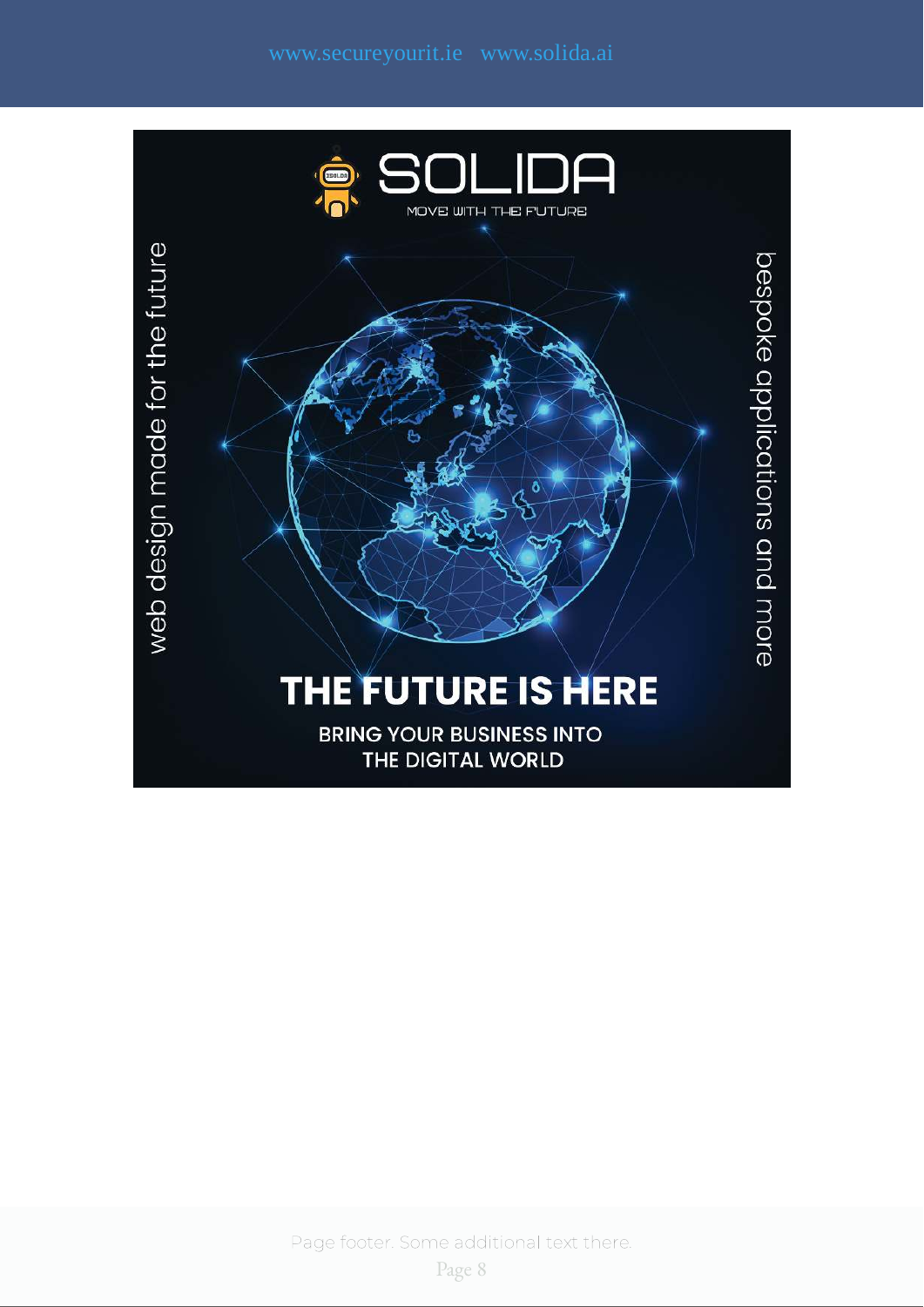# SOLIDA

MOVE WITH THE FUTURE

web design made for the future

bespoke applications and more

## THE FUTURE IS HERE

**BRING YOUR BUSINESS INTO THE DIGITAL WORLD**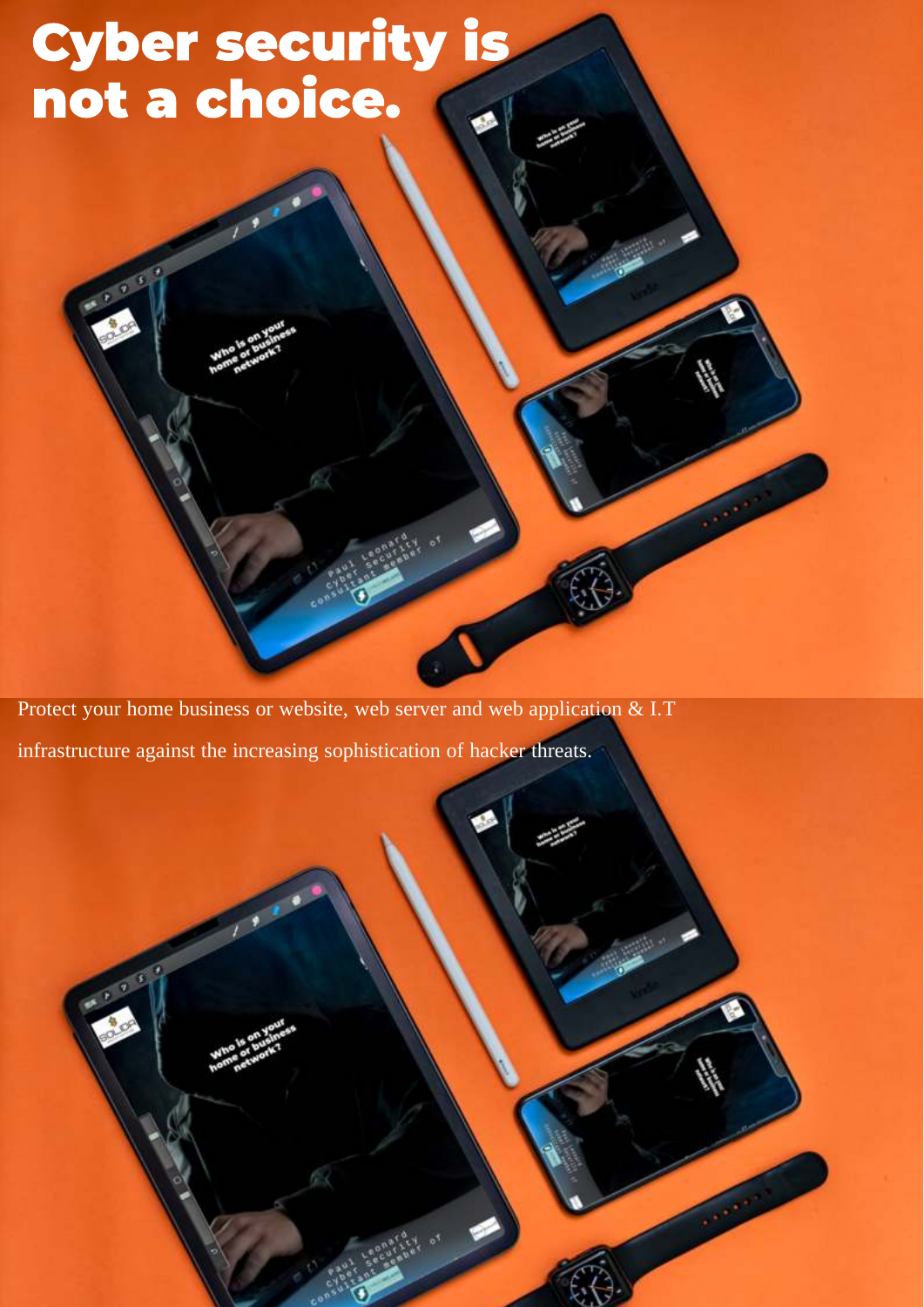# Cyber security is not a choice.

Protect your home business or website, web server and web application & I.T infrastructure against the increasing sophistication of hacker threats.